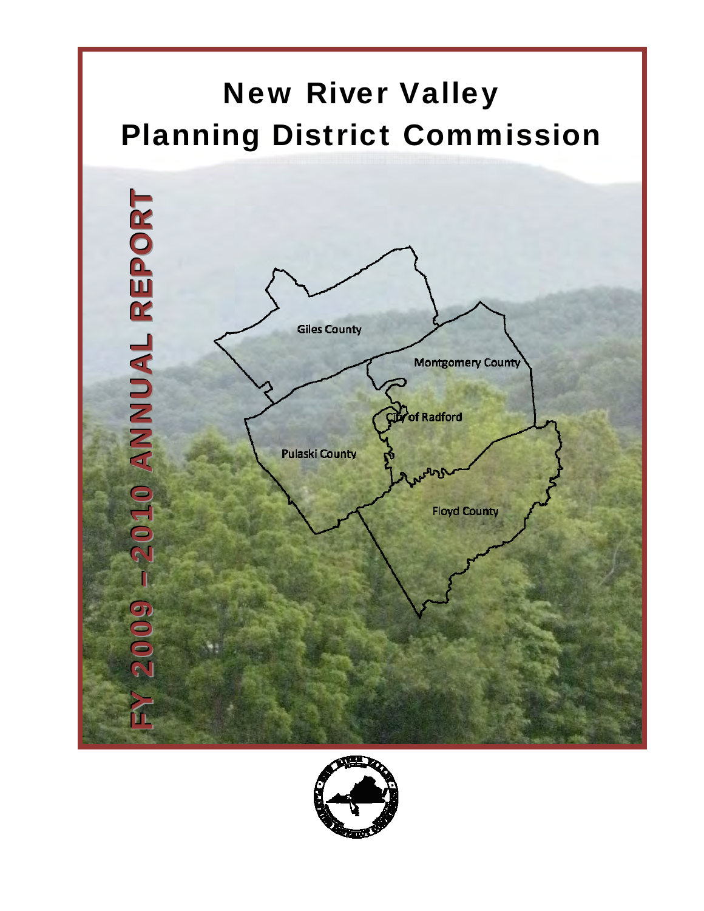# New River Valley Planning District Commission

FY 2009 – 2010 ANNUAL REPORT

Giles County

Montgomery County

City of Radford

Pulaski County

Floyd County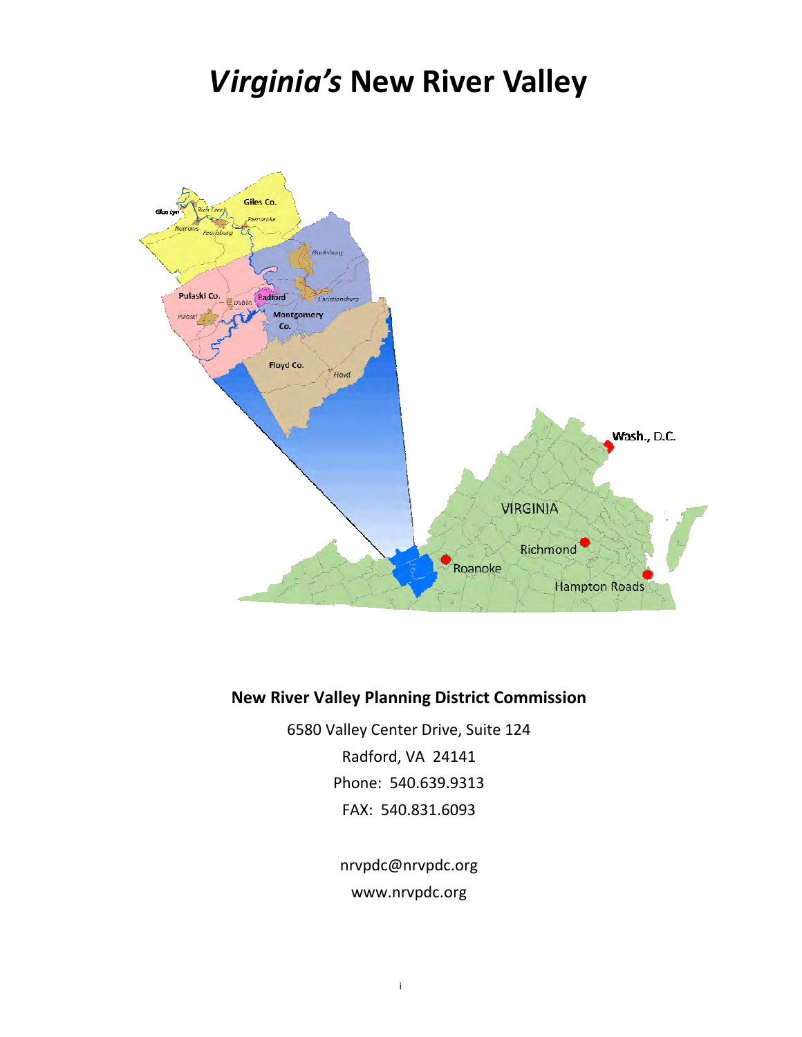# *Virginia's* New River Valley

**New River Valley Planning District Commission**

6580 Valley Center Drive, Suite 124

Radford, VA 24141

Phone: 540.639.9313

FAX: 540.831.6093

nrvpdc@nrvpdc.org

www.nrvpdc.org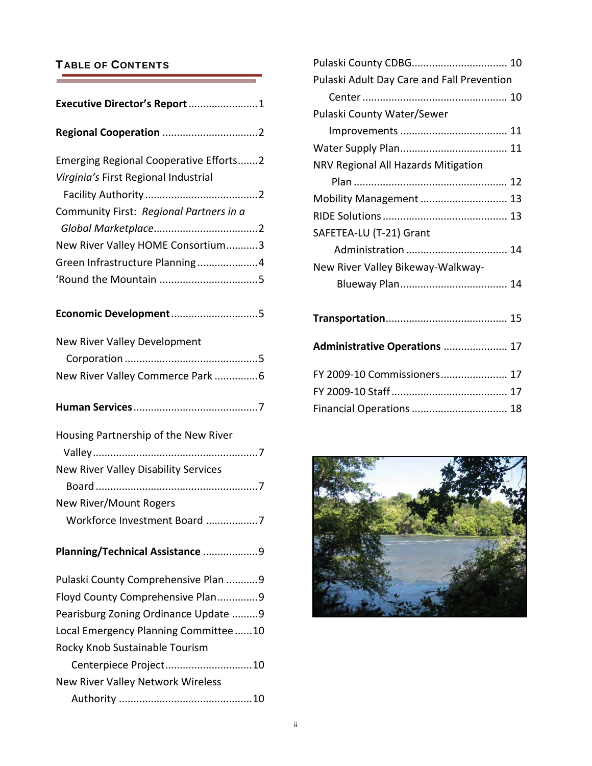## Table of Contents

**Executive Director's Report** ........................1

**Regional Cooperation** .................................2

Emerging Regional Cooperative Efforts.......2
*Virginia's* First Regional Industrial Facility Authority.......................................2
Community First: *Regional Partners in a Global Marketplace*...................................2
New River Valley HOME Consortium...........3
Green Infrastructure Planning.....................4
'Round the Mountain ..................................5

**Economic Development**..............................5

New River Valley Development Corporation .............................................5
New River Valley Commerce Park ...............6

**Human Services**...........................................7

Housing Partnership of the New River Valley.........................................................7
New River Valley Disability Services Board .......................................................7
New River/Mount Rogers Workforce Investment Board ..................7

**Planning/Technical Assistance** ...................9

Pulaski County Comprehensive Plan ...........9
Floyd County Comprehensive Plan..............9
Pearisburg Zoning Ordinance Update .........9
Local Emergency Planning Committee ......10
Rocky Knob Sustainable Tourism Centerpiece Project.............................10
New River Valley Network Wireless Authority .............................................10
Pulaski County CDBG................................ 10
Pulaski Adult Day Care and Fall Prevention Center ................................................. 10
Pulaski County Water/Sewer Improvements .................................... 11
Water Supply Plan.................................... 11
NRV Regional All Hazards Mitigation Plan ................................................... 12
Mobility Management ............................. 13
RIDE Solutions .......................................... 13
SAFETEA-LU (T-21) Grant Administration .................................. 14
New River Valley Bikeway-Walkway-Blueway Plan.................................... 14

**Transportation**......................................... 15

**Administrative Operations** ...................... 17

FY 2009-10 Commissioners....................... 17
FY 2009-10 Staff ....................................... 17
Financial Operations ................................ 18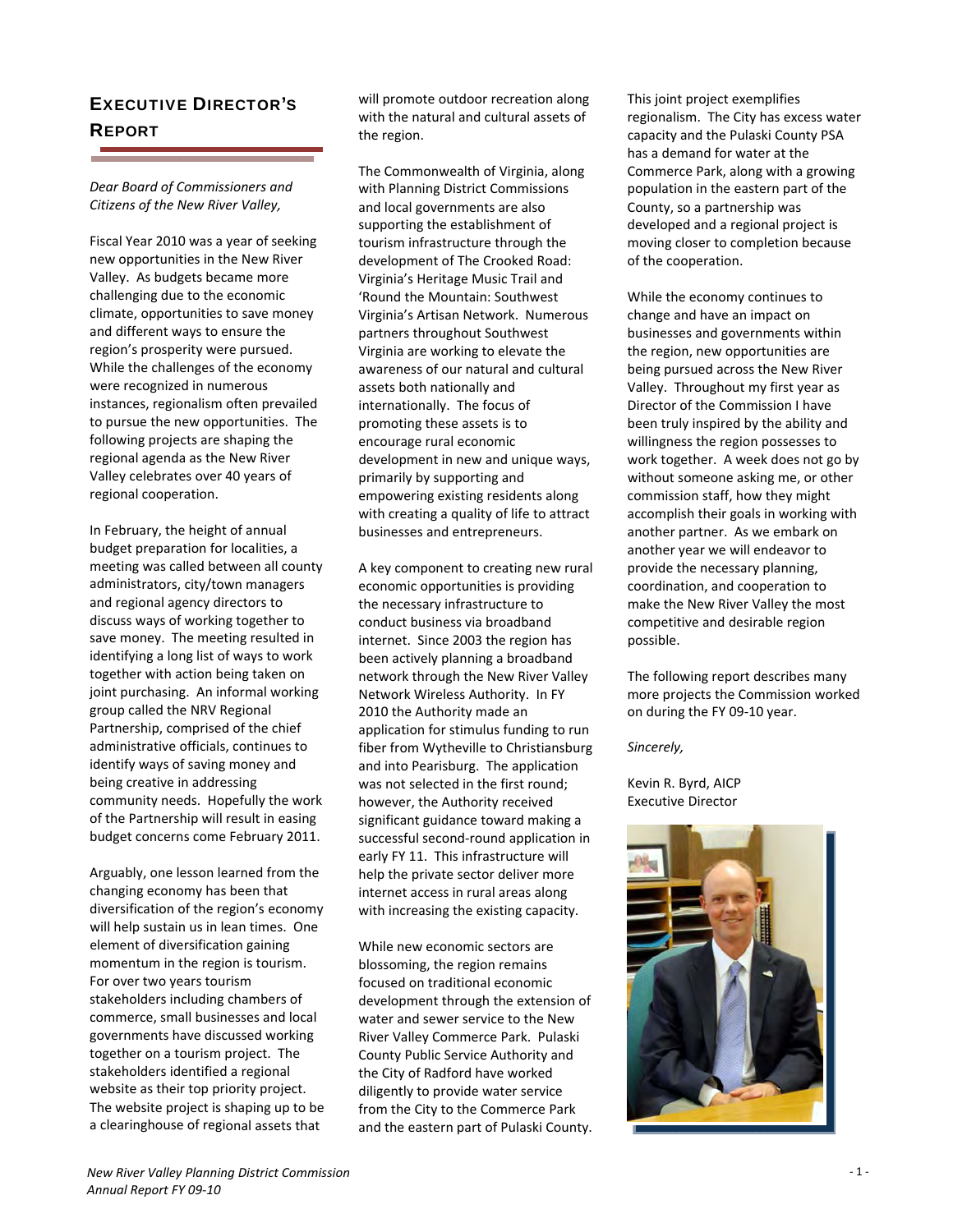## Executive Director's Report

*Dear Board of Commissioners and Citizens of the New River Valley,*

Fiscal Year 2010 was a year of seeking new opportunities in the New River Valley. As budgets became more challenging due to the economic climate, opportunities to save money and different ways to ensure the region's prosperity were pursued. While the challenges of the economy were recognized in numerous instances, regionalism often prevailed to pursue the new opportunities. The following projects are shaping the regional agenda as the New River Valley celebrates over 40 years of regional cooperation.

In February, the height of annual budget preparation for localities, a meeting was called between all county administrators, city/town managers and regional agency directors to discuss ways of working together to save money. The meeting resulted in identifying a long list of ways to work together with action being taken on joint purchasing. An informal working group called the NRV Regional Partnership, comprised of the chief administrative officials, continues to identify ways of saving money and being creative in addressing community needs. Hopefully the work of the Partnership will result in easing budget concerns come February 2011.

Arguably, one lesson learned from the changing economy has been that diversification of the region's economy will help sustain us in lean times. One element of diversification gaining momentum in the region is tourism. For over two years tourism stakeholders including chambers of commerce, small businesses and local governments have discussed working together on a tourism project. The stakeholders identified a regional website as their top priority project. The website project is shaping up to be a clearinghouse of regional assets that will promote outdoor recreation along with the natural and cultural assets of the region.

The Commonwealth of Virginia, along with Planning District Commissions and local governments are also supporting the establishment of tourism infrastructure through the development of The Crooked Road: Virginia's Heritage Music Trail and 'Round the Mountain: Southwest Virginia's Artisan Network. Numerous partners throughout Southwest Virginia are working to elevate the awareness of our natural and cultural assets both nationally and internationally. The focus of promoting these assets is to encourage rural economic development in new and unique ways, primarily by supporting and empowering existing residents along with creating a quality of life to attract businesses and entrepreneurs.

A key component to creating new rural economic opportunities is providing the necessary infrastructure to conduct business via broadband internet. Since 2003 the region has been actively planning a broadband network through the New River Valley Network Wireless Authority. In FY 2010 the Authority made an application for stimulus funding to run fiber from Wytheville to Christiansburg and into Pearisburg. The application was not selected in the first round; however, the Authority received significant guidance toward making a successful second-round application in early FY 11. This infrastructure will help the private sector deliver more internet access in rural areas along with increasing the existing capacity.

While new economic sectors are blossoming, the region remains focused on traditional economic development through the extension of water and sewer service to the New River Valley Commerce Park. Pulaski County Public Service Authority and the City of Radford have worked diligently to provide water service from the City to the Commerce Park and the eastern part of Pulaski County. This joint project exemplifies regionalism. The City has excess water capacity and the Pulaski County PSA has a demand for water at the Commerce Park, along with a growing population in the eastern part of the County, so a partnership was developed and a regional project is moving closer to completion because of the cooperation.

While the economy continues to change and have an impact on businesses and governments within the region, new opportunities are being pursued across the New River Valley. Throughout my first year as Director of the Commission I have been truly inspired by the ability and willingness the region possesses to work together. A week does not go by without someone asking me, or other commission staff, how they might accomplish their goals in working with another partner. As we embark on another year we will endeavor to provide the necessary planning, coordination, and cooperation to make the New River Valley the most competitive and desirable region possible.

The following report describes many more projects the Commission worked on during the FY 09-10 year.

*Sincerely,*

Kevin R. Byrd, AICP
Executive Director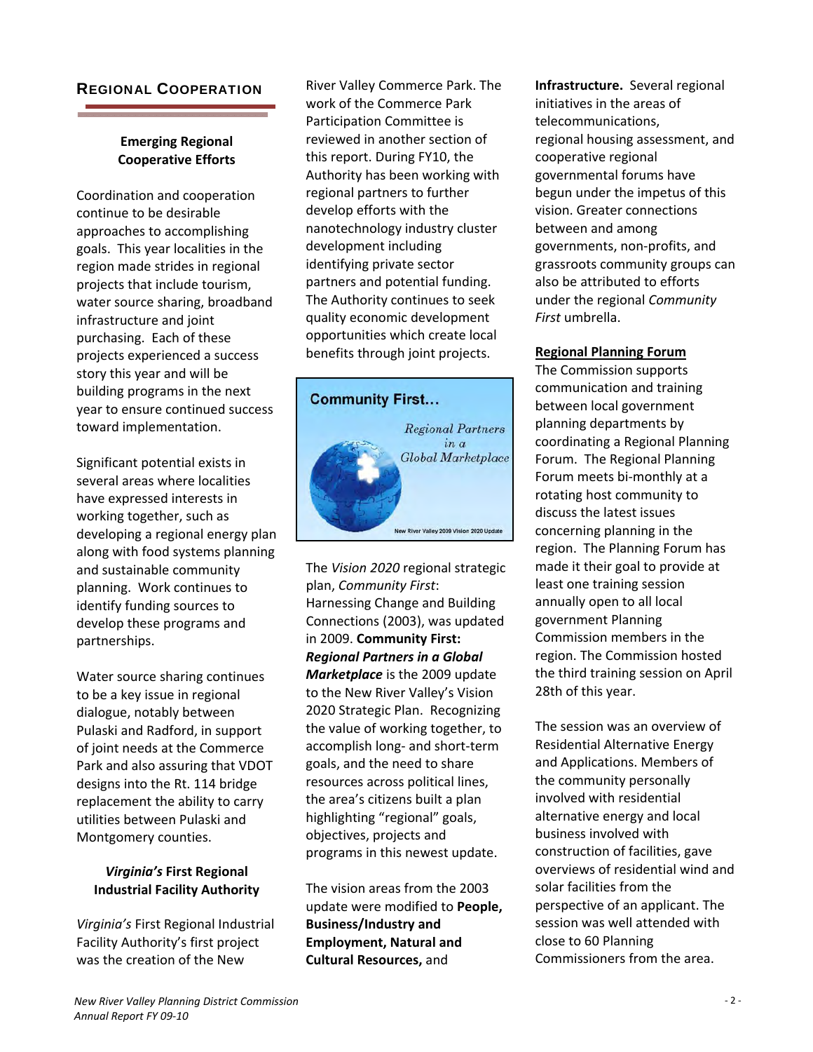## REGIONAL COOPERATION

### Emerging Regional Cooperative Efforts

Coordination and cooperation continue to be desirable approaches to accomplishing goals. This year localities in the region made strides in regional projects that include tourism, water source sharing, broadband infrastructure and joint purchasing. Each of these projects experienced a success story this year and will be building programs in the next year to ensure continued success toward implementation.

Significant potential exists in several areas where localities have expressed interests in working together, such as developing a regional energy plan along with food systems planning and sustainable community planning. Work continues to identify funding sources to develop these programs and partnerships.

Water source sharing continues to be a key issue in regional dialogue, notably between Pulaski and Radford, in support of joint needs at the Commerce Park and also assuring that VDOT designs into the Rt. 114 bridge replacement the ability to carry utilities between Pulaski and Montgomery counties.

### *Virginia's* First Regional Industrial Facility Authority

*Virginia's* First Regional Industrial Facility Authority's first project was the creation of the New River Valley Commerce Park. The work of the Commerce Park Participation Committee is reviewed in another section of this report. During FY10, the Authority has been working with regional partners to further develop efforts with the nanotechnology industry cluster development including identifying private sector partners and potential funding. The Authority continues to seek quality economic development opportunities which create local benefits through joint projects.

**Community First...**

*Regional Partners in a Global Marketplace*

New River Valley 2009 Vision 2020 Update

The *Vision 2020* regional strategic plan, *Community First*: Harnessing Change and Building Connections (2003), was updated in 2009. **Community First: *Regional Partners in a Global Marketplace*** is the 2009 update to the New River Valley's Vision 2020 Strategic Plan. Recognizing the value of working together, to accomplish long- and short-term goals, and the need to share resources across political lines, the area's citizens built a plan highlighting "regional" goals, objectives, projects and programs in this newest update.

The vision areas from the 2003 update were modified to **People, Business/Industry and Employment, Natural and Cultural Resources,** and **Infrastructure.** Several regional initiatives in the areas of telecommunications, regional housing assessment, and cooperative regional governmental forums have begun under the impetus of this vision. Greater connections between and among governments, non-profits, and grassroots community groups can also be attributed to efforts under the regional *Community First* umbrella.

**Regional Planning Forum**

The Commission supports communication and training between local government planning departments by coordinating a Regional Planning Forum. The Regional Planning Forum meets bi-monthly at a rotating host community to discuss the latest issues concerning planning in the region. The Planning Forum has made it their goal to provide at least one training session annually open to all local government Planning Commission members in the region. The Commission hosted the third training session on April 28th of this year.

The session was an overview of Residential Alternative Energy and Applications. Members of the community personally involved with residential alternative energy and local business involved with construction of facilities, gave overviews of residential wind and solar facilities from the perspective of an applicant. The session was well attended with close to 60 Planning Commissioners from the area.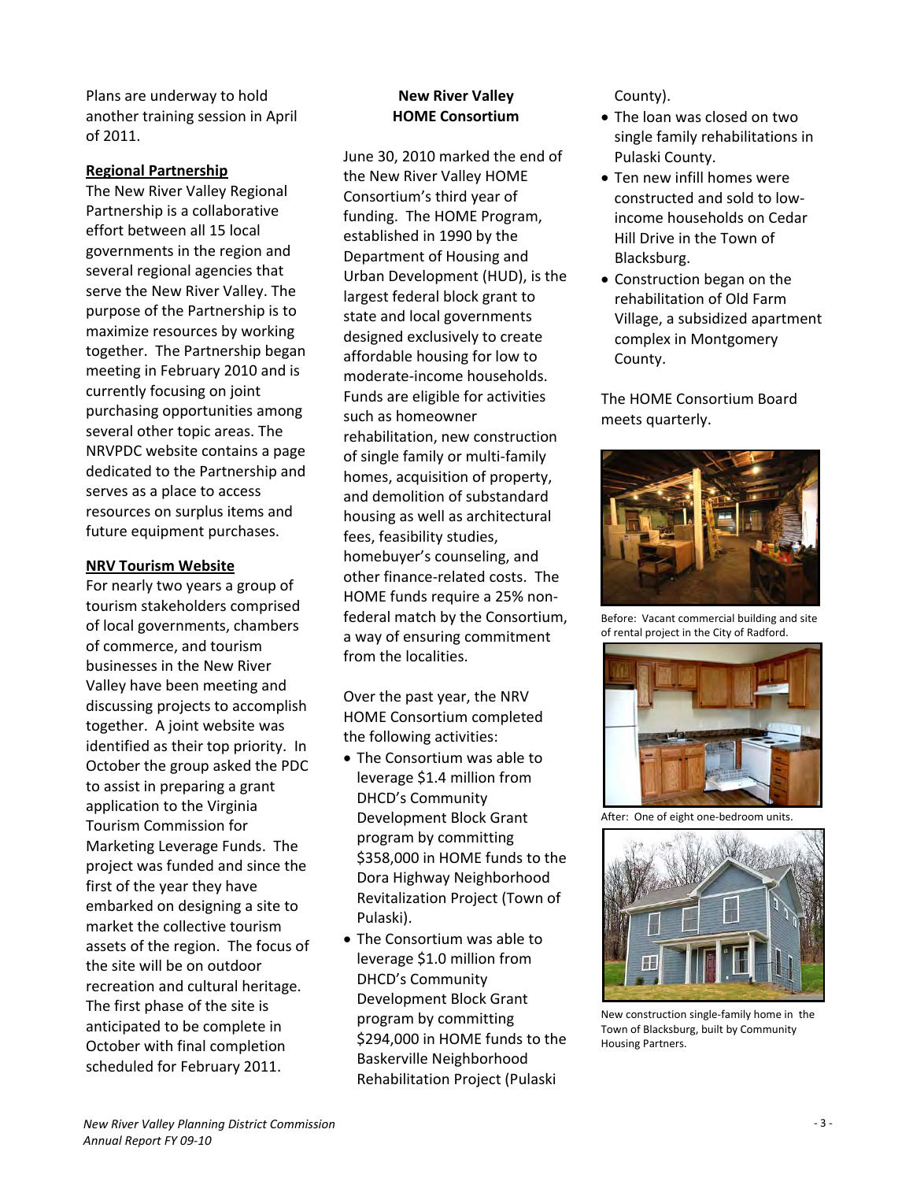Plans are underway to hold another training session in April of 2011.

**Regional Partnership**

The New River Valley Regional Partnership is a collaborative effort between all 15 local governments in the region and several regional agencies that serve the New River Valley. The purpose of the Partnership is to maximize resources by working together. The Partnership began meeting in February 2010 and is currently focusing on joint purchasing opportunities among several other topic areas. The NRVPDC website contains a page dedicated to the Partnership and serves as a place to access resources on surplus items and future equipment purchases.

**NRV Tourism Website**

For nearly two years a group of tourism stakeholders comprised of local governments, chambers of commerce, and tourism businesses in the New River Valley have been meeting and discussing projects to accomplish together. A joint website was identified as their top priority. In October the group asked the PDC to assist in preparing a grant application to the Virginia Tourism Commission for Marketing Leverage Funds. The project was funded and since the first of the year they have embarked on designing a site to market the collective tourism assets of the region. The focus of the site will be on outdoor recreation and cultural heritage. The first phase of the site is anticipated to be complete in October with final completion scheduled for February 2011.

## New River Valley HOME Consortium

June 30, 2010 marked the end of the New River Valley HOME Consortium's third year of funding. The HOME Program, established in 1990 by the Department of Housing and Urban Development (HUD), is the largest federal block grant to state and local governments designed exclusively to create affordable housing for low to moderate-income households. Funds are eligible for activities such as homeowner rehabilitation, new construction of single family or multi-family homes, acquisition of property, and demolition of substandard housing as well as architectural fees, feasibility studies, homebuyer's counseling, and other finance-related costs. The HOME funds require a 25% non-federal match by the Consortium, a way of ensuring commitment from the localities.

Over the past year, the NRV HOME Consortium completed the following activities:

- The Consortium was able to leverage $1.4 million from DHCD's Community Development Block Grant program by committing $358,000 in HOME funds to the Dora Highway Neighborhood Revitalization Project (Town of Pulaski).
- The Consortium was able to leverage $1.0 million from DHCD's Community Development Block Grant program by committing $294,000 in HOME funds to the Baskerville Neighborhood Rehabilitation Project (Pulaski County).
- The loan was closed on two single family rehabilitations in Pulaski County.
- Ten new infill homes were constructed and sold to low-income households on Cedar Hill Drive in the Town of Blacksburg.
- Construction began on the rehabilitation of Old Farm Village, a subsidized apartment complex in Montgomery County.

The HOME Consortium Board meets quarterly.

Before: Vacant commercial building and site of rental project in the City of Radford.

After: One of eight one-bedroom units.

New construction single-family home in the Town of Blacksburg, built by Community Housing Partners.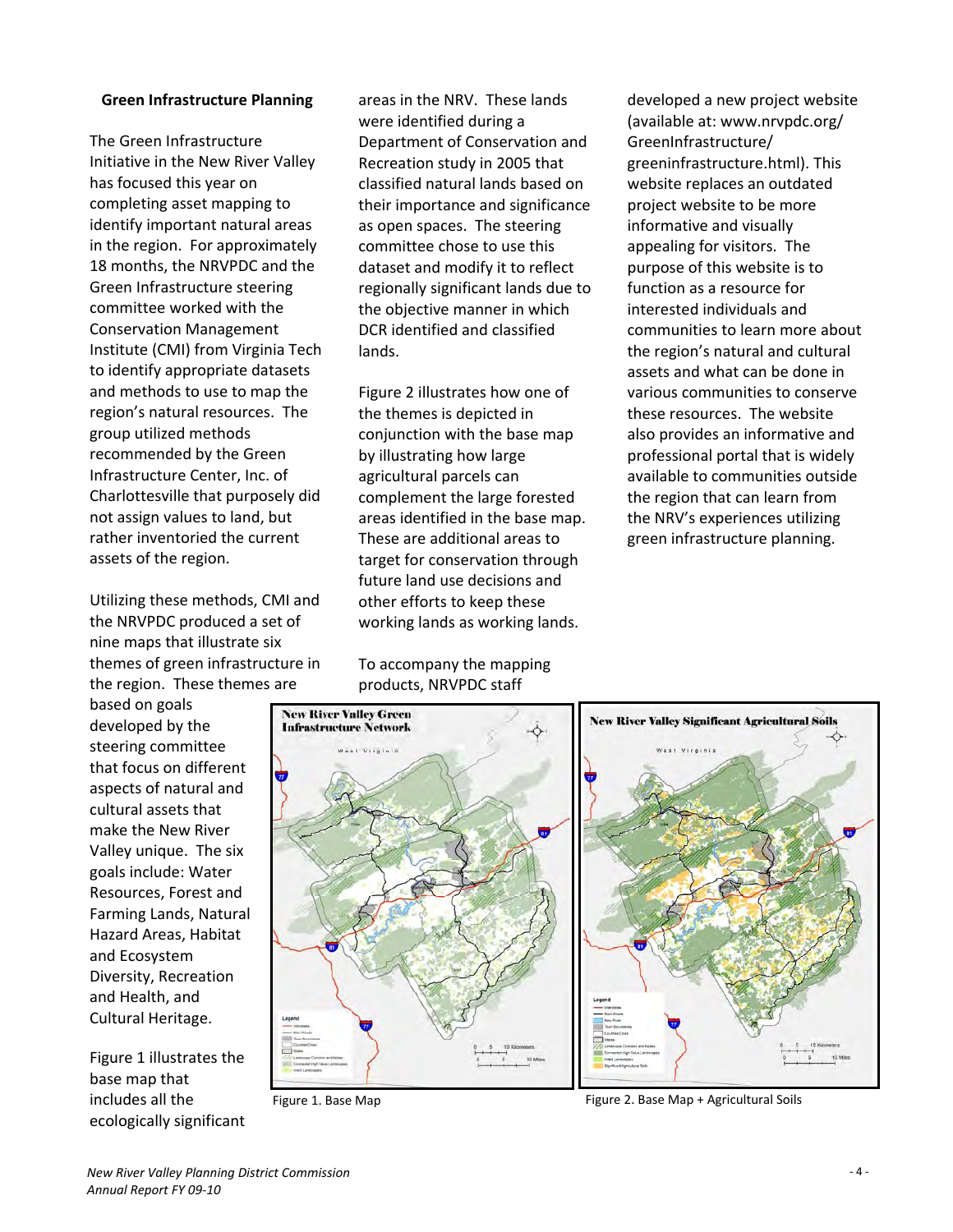## Green Infrastructure Planning

The Green Infrastructure Initiative in the New River Valley has focused this year on completing asset mapping to identify important natural areas in the region. For approximately 18 months, the NRVPDC and the Green Infrastructure steering committee worked with the Conservation Management Institute (CMI) from Virginia Tech to identify appropriate datasets and methods to use to map the region's natural resources. The group utilized methods recommended by the Green Infrastructure Center, Inc. of Charlottesville that purposely did not assign values to land, but rather inventoried the current assets of the region.

Utilizing these methods, CMI and the NRVPDC produced a set of nine maps that illustrate six themes of green infrastructure in the region. These themes are based on goals developed by the steering committee that focus on different aspects of natural and cultural assets that make the New River Valley unique. The six goals include: Water Resources, Forest and Farming Lands, Natural Hazard Areas, Habitat and Ecosystem Diversity, Recreation and Health, and Cultural Heritage.

Figure 1 illustrates the base map that includes all the ecologically significant areas in the NRV. These lands were identified during a Department of Conservation and Recreation study in 2005 that classified natural lands based on their importance and significance as open spaces. The steering committee chose to use this dataset and modify it to reflect regionally significant lands due to the objective manner in which DCR identified and classified lands.

Figure 2 illustrates how one of the themes is depicted in conjunction with the base map by illustrating how large agricultural parcels can complement the large forested areas identified in the base map. These are additional areas to target for conservation through future land use decisions and other efforts to keep these working lands as working lands.

To accompany the mapping products, NRVPDC staff developed a new project website (available at: www.nrvpdc.org/GreenInfrastructure/greeninfrastructure.html). This website replaces an outdated project website to be more informative and visually appealing for visitors. The purpose of this website is to function as a resource for interested individuals and communities to learn more about the region's natural and cultural assets and what can be done in various communities to conserve these resources. The website also provides an informative and professional portal that is widely available to communities outside the region that can learn from the NRV's experiences utilizing green infrastructure planning.

New River Valley Green Infrastructure Network

Figure 1. Base Map

New River Valley Significant Agricultural Soils

Figure 2. Base Map + Agricultural Soils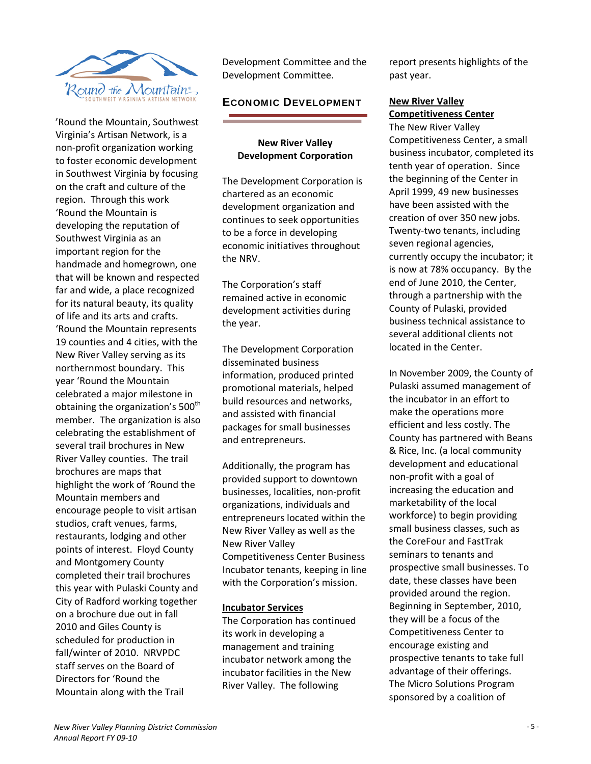'Round the Mountain, Southwest Virginia's Artisan Network, is a non-profit organization working to foster economic development in Southwest Virginia by focusing on the craft and culture of the region. Through this work 'Round the Mountain is developing the reputation of Southwest Virginia as an important region for the handmade and homegrown, one that will be known and respected far and wide, a place recognized for its natural beauty, its quality of life and its arts and crafts. 'Round the Mountain represents 19 counties and 4 cities, with the New River Valley serving as its northernmost boundary. This year 'Round the Mountain celebrated a major milestone in obtaining the organization's 500th member. The organization is also celebrating the establishment of several trail brochures in New River Valley counties. The trail brochures are maps that highlight the work of 'Round the Mountain members and encourage people to visit artisan studios, craft venues, farms, restaurants, lodging and other points of interest. Floyd County and Montgomery County completed their trail brochures this year with Pulaski County and City of Radford working together on a brochure due out in fall 2010 and Giles County is scheduled for production in fall/winter of 2010. NRVPDC staff serves on the Board of Directors for 'Round the Mountain along with the Trail Development Committee and the Development Committee.

## ECONOMIC DEVELOPMENT

### New River Valley Development Corporation

The Development Corporation is chartered as an economic development organization and continues to seek opportunities to be a force in developing economic initiatives throughout the NRV.

The Corporation's staff remained active in economic development activities during the year.

The Development Corporation disseminated business information, produced printed promotional materials, helped build resources and networks, and assisted with financial packages for small businesses and entrepreneurs.

Additionally, the program has provided support to downtown businesses, localities, non-profit organizations, individuals and entrepreneurs located within the New River Valley as well as the New River Valley Competitiveness Center Business Incubator tenants, keeping in line with the Corporation's mission.

**Incubator Services**

The Corporation has continued its work in developing a management and training incubator network among the incubator facilities in the New River Valley. The following report presents highlights of the past year.

**New River Valley Competitiveness Center**

The New River Valley Competitiveness Center, a small business incubator, completed its tenth year of operation. Since the beginning of the Center in April 1999, 49 new businesses have been assisted with the creation of over 350 new jobs. Twenty-two tenants, including seven regional agencies, currently occupy the incubator; it is now at 78% occupancy. By the end of June 2010, the Center, through a partnership with the County of Pulaski, provided business technical assistance to several additional clients not located in the Center.

In November 2009, the County of Pulaski assumed management of the incubator in an effort to make the operations more efficient and less costly. The County has partnered with Beans & Rice, Inc. (a local community development and educational non-profit with a goal of increasing the education and marketability of the local workforce) to begin providing small business classes, such as the CoreFour and FastTrak seminars to tenants and prospective small businesses. To date, these classes have been provided around the region. Beginning in September, 2010, they will be a focus of the Competitiveness Center to encourage existing and prospective tenants to take full advantage of their offerings. The Micro Solutions Program sponsored by a coalition of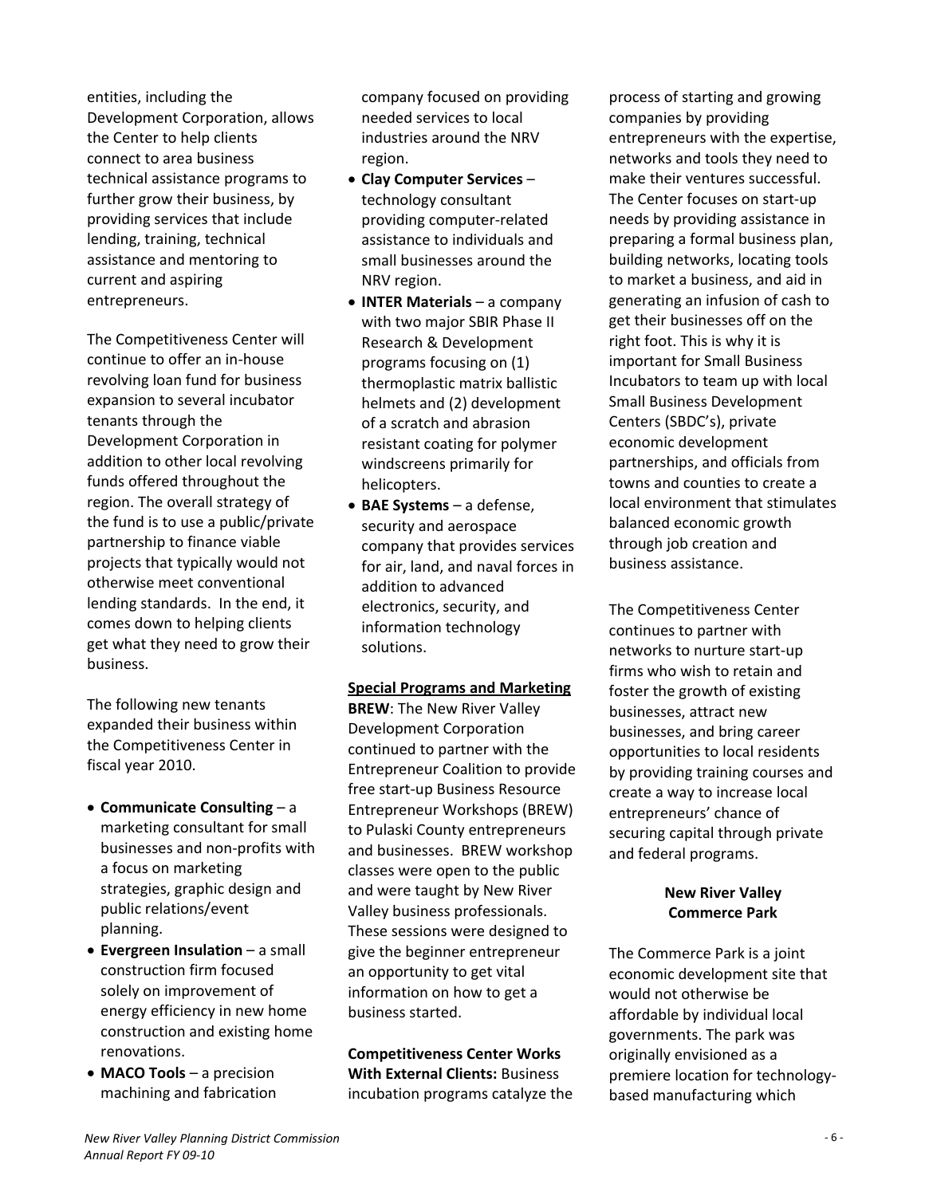entities, including the Development Corporation, allows the Center to help clients connect to area business technical assistance programs to further grow their business, by providing services that include lending, training, technical assistance and mentoring to current and aspiring entrepreneurs.

The Competitiveness Center will continue to offer an in-house revolving loan fund for business expansion to several incubator tenants through the Development Corporation in addition to other local revolving funds offered throughout the region. The overall strategy of the fund is to use a public/private partnership to finance viable projects that typically would not otherwise meet conventional lending standards. In the end, it comes down to helping clients get what they need to grow their business.

The following new tenants expanded their business within the Competitiveness Center in fiscal year 2010.

- **Communicate Consulting** – a marketing consultant for small businesses and non-profits with a focus on marketing strategies, graphic design and public relations/event planning.
- **Evergreen Insulation** – a small construction firm focused solely on improvement of energy efficiency in new home construction and existing home renovations.
- **MACO Tools** – a precision machining and fabrication company focused on providing needed services to local industries around the NRV region.
- **Clay Computer Services** – technology consultant providing computer-related assistance to individuals and small businesses around the NRV region.
- **INTER Materials** – a company with two major SBIR Phase II Research & Development programs focusing on (1) thermoplastic matrix ballistic helmets and (2) development of a scratch and abrasion resistant coating for polymer windscreens primarily for helicopters.
- **BAE Systems** – a defense, security and aerospace company that provides services for air, land, and naval forces in addition to advanced electronics, security, and information technology solutions.

**Special Programs and Marketing**

**BREW**: The New River Valley Development Corporation continued to partner with the Entrepreneur Coalition to provide free start-up Business Resource Entrepreneur Workshops (BREW) to Pulaski County entrepreneurs and businesses. BREW workshop classes were open to the public and were taught by New River Valley business professionals. These sessions were designed to give the beginner entrepreneur an opportunity to get vital information on how to get a business started.

**Competitiveness Center Works With External Clients:** Business incubation programs catalyze the process of starting and growing companies by providing entrepreneurs with the expertise, networks and tools they need to make their ventures successful. The Center focuses on start-up needs by providing assistance in preparing a formal business plan, building networks, locating tools to market a business, and aid in generating an infusion of cash to get their businesses off on the right foot. This is why it is important for Small Business Incubators to team up with local Small Business Development Centers (SBDC's), private economic development partnerships, and officials from towns and counties to create a local environment that stimulates balanced economic growth through job creation and business assistance.

The Competitiveness Center continues to partner with networks to nurture start-up firms who wish to retain and foster the growth of existing businesses, attract new businesses, and bring career opportunities to local residents by providing training courses and create a way to increase local entrepreneurs' chance of securing capital through private and federal programs.

### New River Valley Commerce Park

The Commerce Park is a joint economic development site that would not otherwise be affordable by individual local governments. The park was originally envisioned as a premiere location for technology-based manufacturing which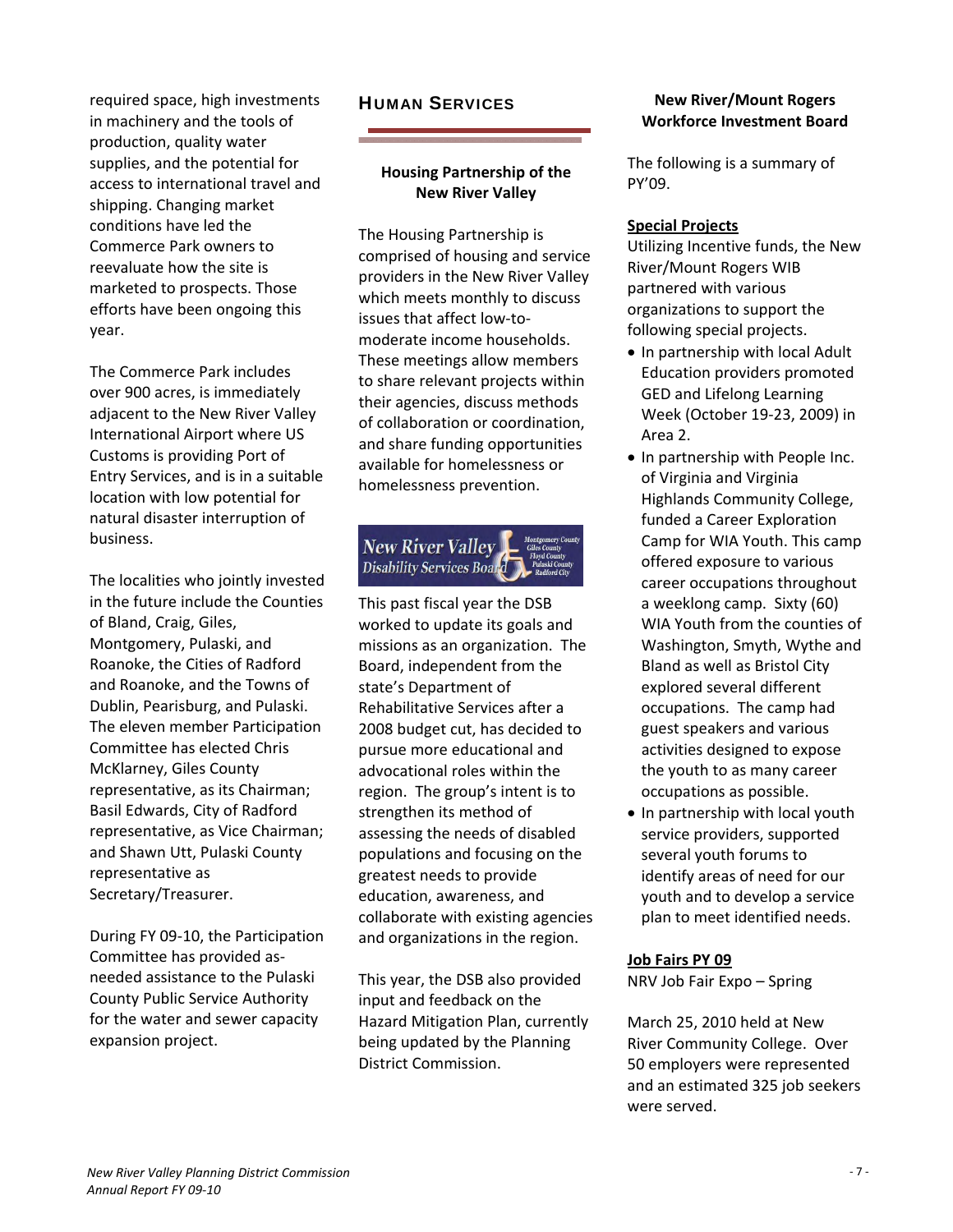required space, high investments in machinery and the tools of production, quality water supplies, and the potential for access to international travel and shipping. Changing market conditions have led the Commerce Park owners to reevaluate how the site is marketed to prospects. Those efforts have been ongoing this year.

The Commerce Park includes over 900 acres, is immediately adjacent to the New River Valley International Airport where US Customs is providing Port of Entry Services, and is in a suitable location with low potential for natural disaster interruption of business.

The localities who jointly invested in the future include the Counties of Bland, Craig, Giles, Montgomery, Pulaski, and Roanoke, the Cities of Radford and Roanoke, and the Towns of Dublin, Pearisburg, and Pulaski. The eleven member Participation Committee has elected Chris McKlarney, Giles County representative, as its Chairman; Basil Edwards, City of Radford representative, as Vice Chairman; and Shawn Utt, Pulaski County representative as Secretary/Treasurer.

During FY 09-10, the Participation Committee has provided as-needed assistance to the Pulaski County Public Service Authority for the water and sewer capacity expansion project.

## HUMAN SERVICES

### Housing Partnership of the New River Valley

The Housing Partnership is comprised of housing and service providers in the New River Valley which meets monthly to discuss issues that affect low-to-moderate income households. These meetings allow members to share relevant projects within their agencies, discuss methods of collaboration or coordination, and share funding opportunities available for homelessness or homelessness prevention.

### New River Valley Disability Services Board

Montgomery County, Giles County, Floyd County, Pulaski County, Radford City

This past fiscal year the DSB worked to update its goals and missions as an organization. The Board, independent from the state's Department of Rehabilitative Services after a 2008 budget cut, has decided to pursue more educational and advocational roles within the region. The group's intent is to strengthen its method of assessing the needs of disabled populations and focusing on the greatest needs to provide education, awareness, and collaborate with existing agencies and organizations in the region.

This year, the DSB also provided input and feedback on the Hazard Mitigation Plan, currently being updated by the Planning District Commission.

### New River/Mount Rogers Workforce Investment Board

The following is a summary of PY'09.

**Special Projects**

Utilizing Incentive funds, the New River/Mount Rogers WIB partnered with various organizations to support the following special projects.

- In partnership with local Adult Education providers promoted GED and Lifelong Learning Week (October 19-23, 2009) in Area 2.
- In partnership with People Inc. of Virginia and Virginia Highlands Community College, funded a Career Exploration Camp for WIA Youth. This camp offered exposure to various career occupations throughout a weeklong camp. Sixty (60) WIA Youth from the counties of Washington, Smyth, Wythe and Bland as well as Bristol City explored several different occupations. The camp had guest speakers and various activities designed to expose the youth to as many career occupations as possible.
- In partnership with local youth service providers, supported several youth forums to identify areas of need for our youth and to develop a service plan to meet identified needs.

**Job Fairs PY 09**

NRV Job Fair Expo – Spring

March 25, 2010 held at New River Community College. Over 50 employers were represented and an estimated 325 job seekers were served.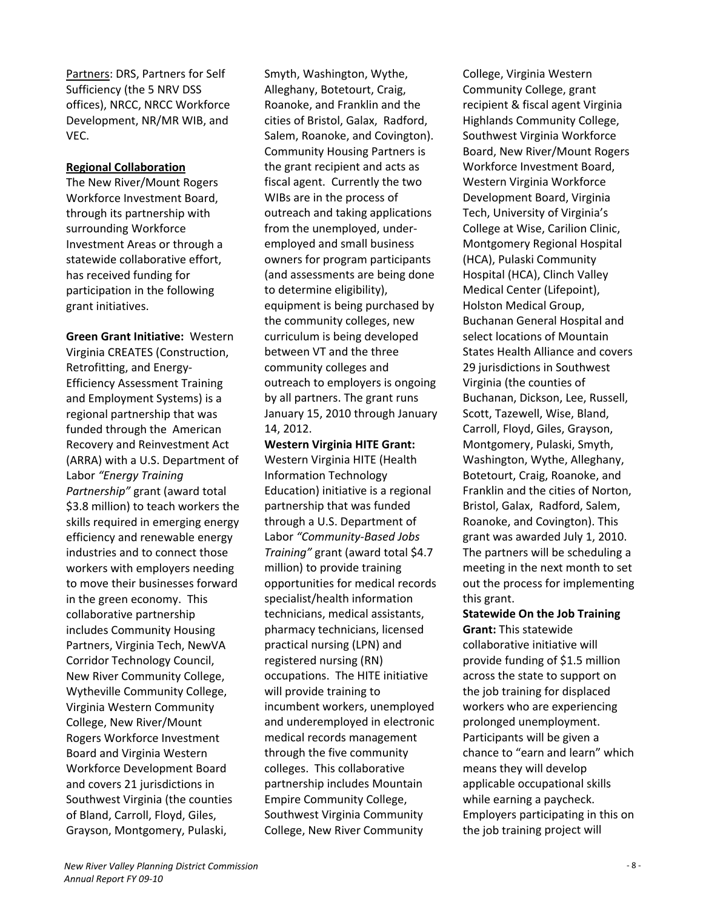Partners: DRS, Partners for Self Sufficiency (the 5 NRV DSS offices), NRCC, NRCC Workforce Development, NR/MR WIB, and VEC.

**Regional Collaboration**

The New River/Mount Rogers Workforce Investment Board, through its partnership with surrounding Workforce Investment Areas or through a statewide collaborative effort, has received funding for participation in the following grant initiatives.

**Green Grant Initiative:** Western Virginia CREATES (Construction, Retrofitting, and Energy-Efficiency Assessment Training and Employment Systems) is a regional partnership that was funded through the American Recovery and Reinvestment Act (ARRA) with a U.S. Department of Labor *"Energy Training Partnership"* grant (award total $3.8 million) to teach workers the skills required in emerging energy efficiency and renewable energy industries and to connect those workers with employers needing to move their businesses forward in the green economy. This collaborative partnership includes Community Housing Partners, Virginia Tech, NewVA Corridor Technology Council, New River Community College, Wytheville Community College, Virginia Western Community College, New River/Mount Rogers Workforce Investment Board and Virginia Western Workforce Development Board and covers 21 jurisdictions in Southwest Virginia (the counties of Bland, Carroll, Floyd, Giles, Grayson, Montgomery, Pulaski, Smyth, Washington, Wythe, Alleghany, Botetourt, Craig, Roanoke, and Franklin and the cities of Bristol, Galax, Radford, Salem, Roanoke, and Covington). Community Housing Partners is the grant recipient and acts as fiscal agent. Currently the two WIBs are in the process of outreach and taking applications from the unemployed, under-employed and small business owners for program participants (and assessments are being done to determine eligibility), equipment is being purchased by the community colleges, new curriculum is being developed between VT and the three community colleges and outreach to employers is ongoing by all partners. The grant runs January 15, 2010 through January 14, 2012.

**Western Virginia HITE Grant:** Western Virginia HITE (Health Information Technology Education) initiative is a regional partnership that was funded through a U.S. Department of Labor *"Community-Based Jobs Training"* grant (award total $4.7 million) to provide training opportunities for medical records specialist/health information technicians, medical assistants, pharmacy technicians, licensed practical nursing (LPN) and registered nursing (RN) occupations. The HITE initiative will provide training to incumbent workers, unemployed and underemployed in electronic medical records management through the five community colleges. This collaborative partnership includes Mountain Empire Community College, Southwest Virginia Community College, New River Community College, Virginia Western Community College, grant recipient & fiscal agent Virginia Highlands Community College, Southwest Virginia Workforce Board, New River/Mount Rogers Workforce Investment Board, Western Virginia Workforce Development Board, Virginia Tech, University of Virginia's College at Wise, Carilion Clinic, Montgomery Regional Hospital (HCA), Pulaski Community Hospital (HCA), Clinch Valley Medical Center (Lifepoint), Holston Medical Group, Buchanan General Hospital and select locations of Mountain States Health Alliance and covers 29 jurisdictions in Southwest Virginia (the counties of Buchanan, Dickson, Lee, Russell, Scott, Tazewell, Wise, Bland, Carroll, Floyd, Giles, Grayson, Montgomery, Pulaski, Smyth, Washington, Wythe, Alleghany, Botetourt, Craig, Roanoke, and Franklin and the cities of Norton, Bristol, Galax, Radford, Salem, Roanoke, and Covington). This grant was awarded July 1, 2010. The partners will be scheduling a meeting in the next month to set out the process for implementing this grant.

**Statewide On the Job Training Grant:** This statewide collaborative initiative will provide funding of $1.5 million across the state to support on the job training for displaced workers who are experiencing prolonged unemployment. Participants will be given a chance to "earn and learn" which means they will develop applicable occupational skills while earning a paycheck. Employers participating in this on the job training project will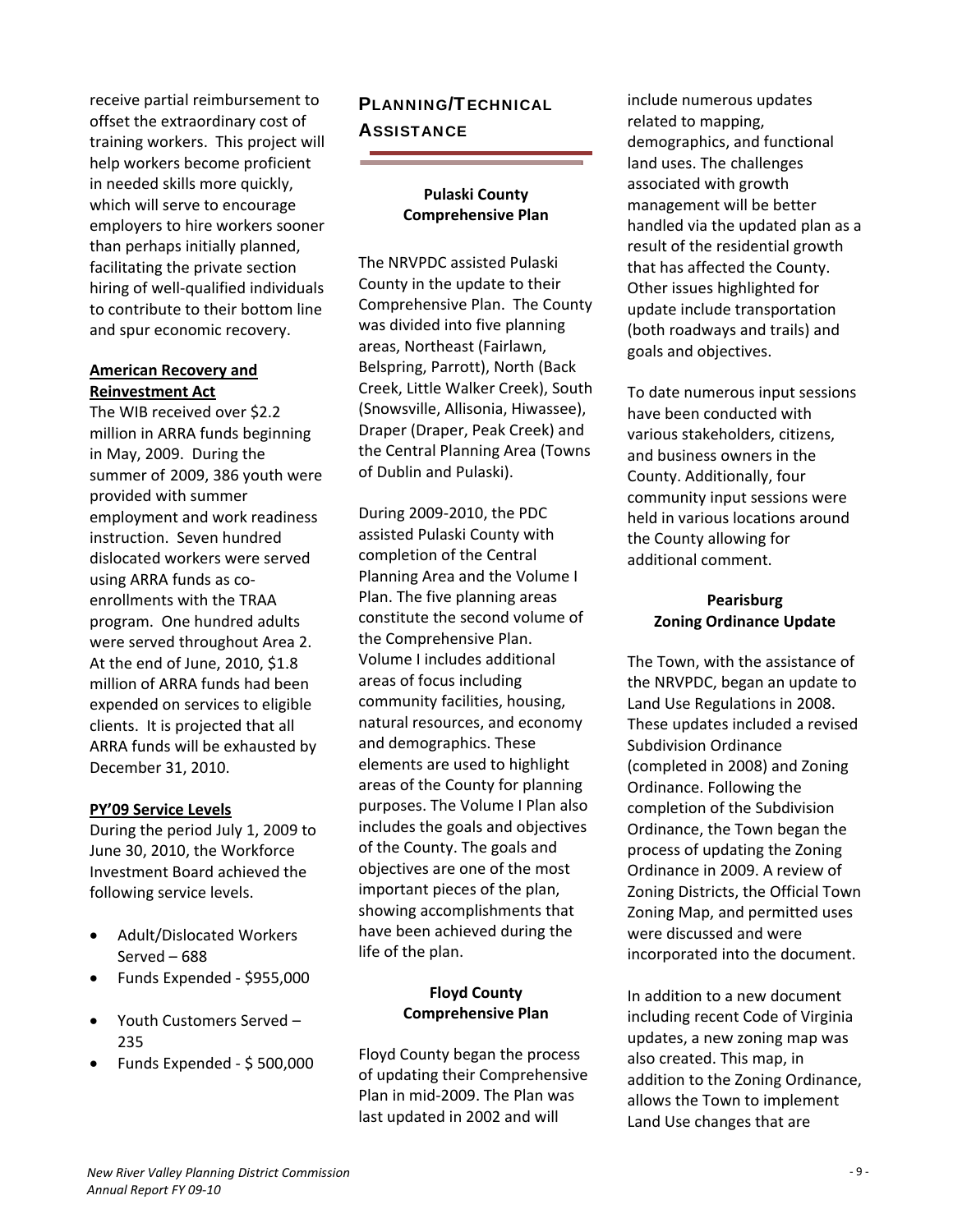receive partial reimbursement to offset the extraordinary cost of training workers. This project will help workers become proficient in needed skills more quickly, which will serve to encourage employers to hire workers sooner than perhaps initially planned, facilitating the private section hiring of well-qualified individuals to contribute to their bottom line and spur economic recovery.

**American Recovery and Reinvestment Act**

The WIB received over $2.2 million in ARRA funds beginning in May, 2009. During the summer of 2009, 386 youth were provided with summer employment and work readiness instruction. Seven hundred dislocated workers were served using ARRA funds as co-enrollments with the TRAA program. One hundred adults were served throughout Area 2. At the end of June, 2010, $1.8 million of ARRA funds had been expended on services to eligible clients. It is projected that all ARRA funds will be exhausted by December 31, 2010.

**PY'09 Service Levels**

During the period July 1, 2009 to June 30, 2010, the Workforce Investment Board achieved the following service levels.

- Adult/Dislocated Workers Served – 688
- Funds Expended - $955,000
- Youth Customers Served – 235
- Funds Expended - $ 500,000

## PLANNING/TECHNICAL ASSISTANCE

### Pulaski County Comprehensive Plan

The NRVPDC assisted Pulaski County in the update to their Comprehensive Plan. The County was divided into five planning areas, Northeast (Fairlawn, Belspring, Parrott), North (Back Creek, Little Walker Creek), South (Snowsville, Allisonia, Hiwassee), Draper (Draper, Peak Creek) and the Central Planning Area (Towns of Dublin and Pulaski).

During 2009-2010, the PDC assisted Pulaski County with completion of the Central Planning Area and the Volume I Plan. The five planning areas constitute the second volume of the Comprehensive Plan. Volume I includes additional areas of focus including community facilities, housing, natural resources, and economy and demographics. These elements are used to highlight areas of the County for planning purposes. The Volume I Plan also includes the goals and objectives of the County. The goals and objectives are one of the most important pieces of the plan, showing accomplishments that have been achieved during the life of the plan.

### Floyd County Comprehensive Plan

Floyd County began the process of updating their Comprehensive Plan in mid-2009. The Plan was last updated in 2002 and will include numerous updates related to mapping, demographics, and functional land uses. The challenges associated with growth management will be better handled via the updated plan as a result of the residential growth that has affected the County. Other issues highlighted for update include transportation (both roadways and trails) and goals and objectives.

To date numerous input sessions have been conducted with various stakeholders, citizens, and business owners in the County. Additionally, four community input sessions were held in various locations around the County allowing for additional comment.

### Pearisburg Zoning Ordinance Update

The Town, with the assistance of the NRVPDC, began an update to Land Use Regulations in 2008. These updates included a revised Subdivision Ordinance (completed in 2008) and Zoning Ordinance. Following the completion of the Subdivision Ordinance, the Town began the process of updating the Zoning Ordinance in 2009. A review of Zoning Districts, the Official Town Zoning Map, and permitted uses were discussed and were incorporated into the document.

In addition to a new document including recent Code of Virginia updates, a new zoning map was also created. This map, in addition to the Zoning Ordinance, allows the Town to implement Land Use changes that are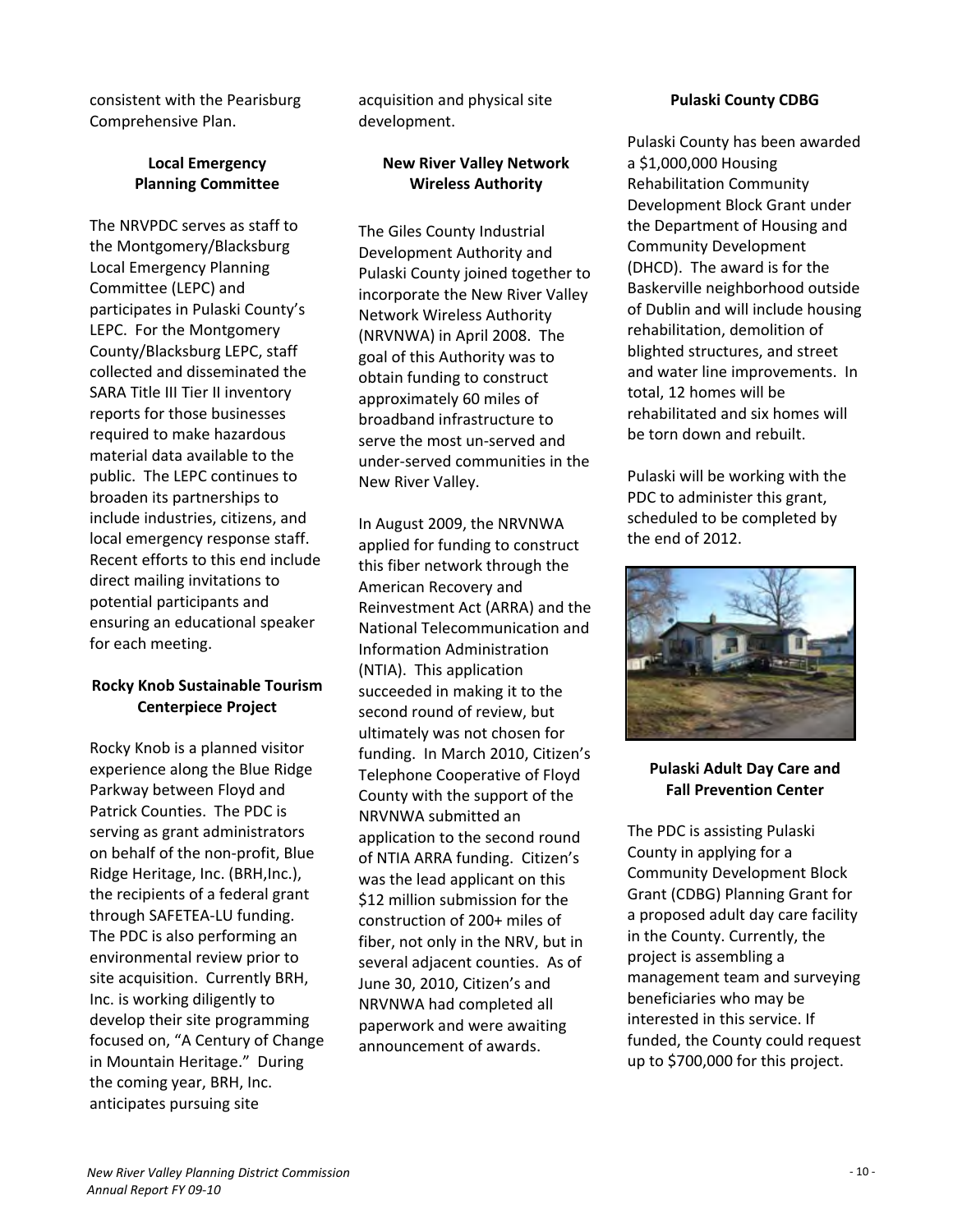consistent with the Pearisburg Comprehensive Plan.

### Local Emergency Planning Committee

The NRVPDC serves as staff to the Montgomery/Blacksburg Local Emergency Planning Committee (LEPC) and participates in Pulaski County's LEPC. For the Montgomery County/Blacksburg LEPC, staff collected and disseminated the SARA Title III Tier II inventory reports for those businesses required to make hazardous material data available to the public. The LEPC continues to broaden its partnerships to include industries, citizens, and local emergency response staff. Recent efforts to this end include direct mailing invitations to potential participants and ensuring an educational speaker for each meeting.

### Rocky Knob Sustainable Tourism Centerpiece Project

Rocky Knob is a planned visitor experience along the Blue Ridge Parkway between Floyd and Patrick Counties. The PDC is serving as grant administrators on behalf of the non-profit, Blue Ridge Heritage, Inc. (BRH,Inc.), the recipients of a federal grant through SAFETEA-LU funding. The PDC is also performing an environmental review prior to site acquisition. Currently BRH, Inc. is working diligently to develop their site programming focused on, "A Century of Change in Mountain Heritage." During the coming year, BRH, Inc. anticipates pursuing site acquisition and physical site development.

### New River Valley Network Wireless Authority

The Giles County Industrial Development Authority and Pulaski County joined together to incorporate the New River Valley Network Wireless Authority (NRVNWA) in April 2008. The goal of this Authority was to obtain funding to construct approximately 60 miles of broadband infrastructure to serve the most un-served and under-served communities in the New River Valley.

In August 2009, the NRVNWA applied for funding to construct this fiber network through the American Recovery and Reinvestment Act (ARRA) and the National Telecommunication and Information Administration (NTIA). This application succeeded in making it to the second round of review, but ultimately was not chosen for funding. In March 2010, Citizen's Telephone Cooperative of Floyd County with the support of the NRVNWA submitted an application to the second round of NTIA ARRA funding. Citizen's was the lead applicant on this $12 million submission for the construction of 200+ miles of fiber, not only in the NRV, but in several adjacent counties. As of June 30, 2010, Citizen's and NRVNWA had completed all paperwork and were awaiting announcement of awards.

### Pulaski County CDBG

Pulaski County has been awarded a $1,000,000 Housing Rehabilitation Community Development Block Grant under the Department of Housing and Community Development (DHCD). The award is for the Baskerville neighborhood outside of Dublin and will include housing rehabilitation, demolition of blighted structures, and street and water line improvements. In total, 12 homes will be rehabilitated and six homes will be torn down and rebuilt.

Pulaski will be working with the PDC to administer this grant, scheduled to be completed by the end of 2012.

### Pulaski Adult Day Care and Fall Prevention Center

The PDC is assisting Pulaski County in applying for a Community Development Block Grant (CDBG) Planning Grant for a proposed adult day care facility in the County. Currently, the project is assembling a management team and surveying beneficiaries who may be interested in this service. If funded, the County could request up to $700,000 for this project.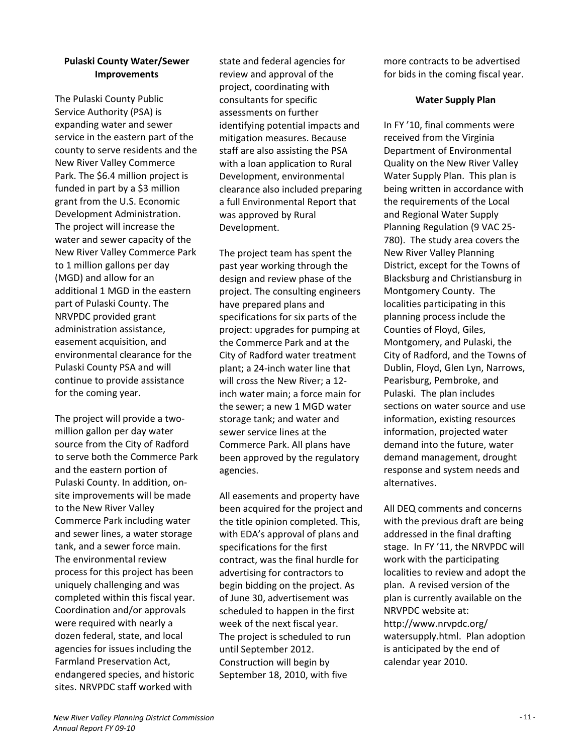## Pulaski County Water/Sewer Improvements

The Pulaski County Public Service Authority (PSA) is expanding water and sewer service in the eastern part of the county to serve residents and the New River Valley Commerce Park. The $6.4 million project is funded in part by a $3 million grant from the U.S. Economic Development Administration. The project will increase the water and sewer capacity of the New River Valley Commerce Park to 1 million gallons per day (MGD) and allow for an additional 1 MGD in the eastern part of Pulaski County. The NRVPDC provided grant administration assistance, easement acquisition, and environmental clearance for the Pulaski County PSA and will continue to provide assistance for the coming year.

The project will provide a two-million gallon per day water source from the City of Radford to serve both the Commerce Park and the eastern portion of Pulaski County. In addition, on-site improvements will be made to the New River Valley Commerce Park including water and sewer lines, a water storage tank, and a sewer force main. The environmental review process for this project has been uniquely challenging and was completed within this fiscal year. Coordination and/or approvals were required with nearly a dozen federal, state, and local agencies for issues including the Farmland Preservation Act, endangered species, and historic sites. NRVPDC staff worked with state and federal agencies for review and approval of the project, coordinating with consultants for specific assessments on further identifying potential impacts and mitigation measures. Because staff are also assisting the PSA with a loan application to Rural Development, environmental clearance also included preparing a full Environmental Report that was approved by Rural Development.

The project team has spent the past year working through the design and review phase of the project. The consulting engineers have prepared plans and specifications for six parts of the project: upgrades for pumping at the Commerce Park and at the City of Radford water treatment plant; a 24-inch water line that will cross the New River; a 12-inch water main; a force main for the sewer; a new 1 MGD water storage tank; and water and sewer service lines at the Commerce Park. All plans have been approved by the regulatory agencies.

All easements and property have been acquired for the project and the title opinion completed. This, with EDA's approval of plans and specifications for the first contract, was the final hurdle for advertising for contractors to begin bidding on the project. As of June 30, advertisement was scheduled to happen in the first week of the next fiscal year. The project is scheduled to run until September 2012. Construction will begin by September 18, 2010, with five more contracts to be advertised for bids in the coming fiscal year.

## Water Supply Plan

In FY '10, final comments were received from the Virginia Department of Environmental Quality on the New River Valley Water Supply Plan. This plan is being written in accordance with the requirements of the Local and Regional Water Supply Planning Regulation (9 VAC 25-780). The study area covers the New River Valley Planning District, except for the Towns of Blacksburg and Christiansburg in Montgomery County. The localities participating in this planning process include the Counties of Floyd, Giles, Montgomery, and Pulaski, the City of Radford, and the Towns of Dublin, Floyd, Glen Lyn, Narrows, Pearisburg, Pembroke, and Pulaski. The plan includes sections on water source and use information, existing resources information, projected water demand into the future, water demand management, drought response and system needs and alternatives.

All DEQ comments and concerns with the previous draft are being addressed in the final drafting stage. In FY '11, the NRVPDC will work with the participating localities to review and adopt the plan. A revised version of the plan is currently available on the NRVPDC website at: http://www.nrvpdc.org/watersupply.html. Plan adoption is anticipated by the end of calendar year 2010.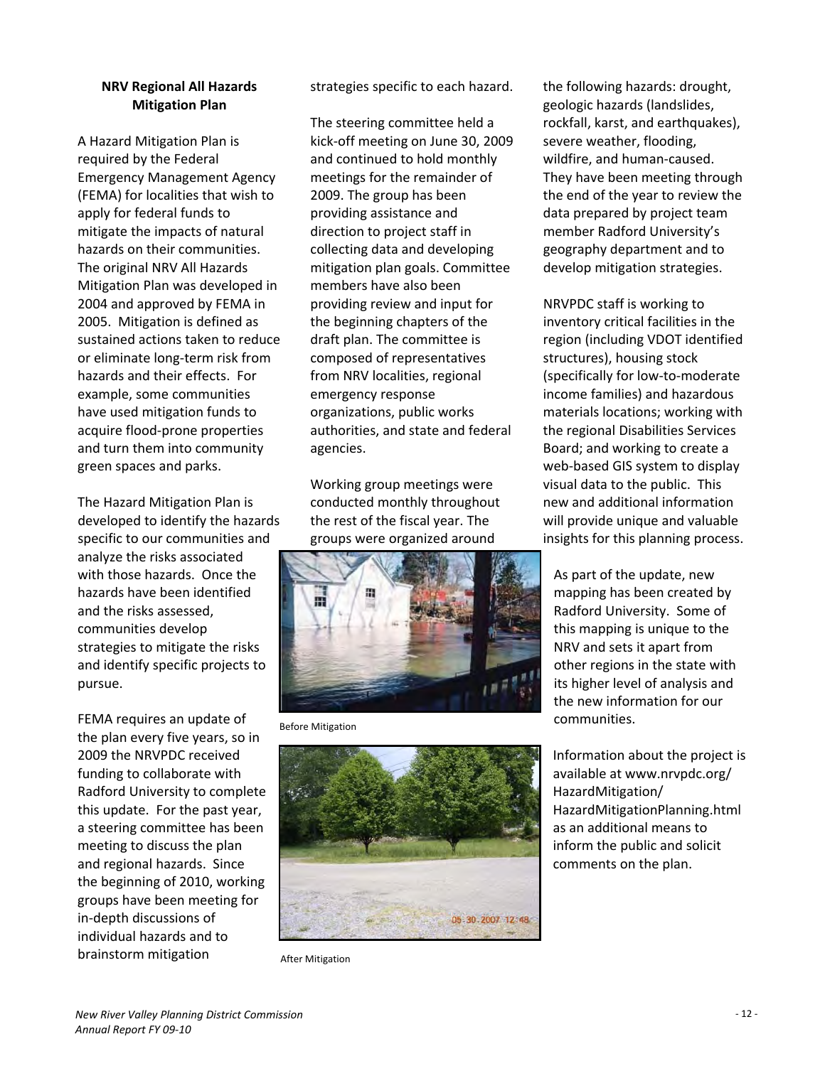## NRV Regional All Hazards Mitigation Plan

A Hazard Mitigation Plan is required by the Federal Emergency Management Agency (FEMA) for localities that wish to apply for federal funds to mitigate the impacts of natural hazards on their communities. The original NRV All Hazards Mitigation Plan was developed in 2004 and approved by FEMA in 2005. Mitigation is defined as sustained actions taken to reduce or eliminate long-term risk from hazards and their effects. For example, some communities have used mitigation funds to acquire flood-prone properties and turn them into community green spaces and parks.

The Hazard Mitigation Plan is developed to identify the hazards specific to our communities and analyze the risks associated with those hazards. Once the hazards have been identified and the risks assessed, communities develop strategies to mitigate the risks and identify specific projects to pursue.

FEMA requires an update of the plan every five years, so in 2009 the NRVPDC received funding to collaborate with Radford University to complete this update. For the past year, a steering committee has been meeting to discuss the plan and regional hazards. Since the beginning of 2010, working groups have been meeting for in-depth discussions of individual hazards and to brainstorm mitigation strategies specific to each hazard.

The steering committee held a kick-off meeting on June 30, 2009 and continued to hold monthly meetings for the remainder of 2009. The group has been providing assistance and direction to project staff in collecting data and developing mitigation plan goals. Committee members have also been providing review and input for the beginning chapters of the draft plan. The committee is composed of representatives from NRV localities, regional emergency response organizations, public works authorities, and state and federal agencies.

Working group meetings were conducted monthly throughout the rest of the fiscal year. The groups were organized around the following hazards: drought, geologic hazards (landslides, rockfall, karst, and earthquakes), severe weather, flooding, wildfire, and human-caused. They have been meeting through the end of the year to review the data prepared by project team member Radford University's geography department and to develop mitigation strategies.

Before Mitigation

After Mitigation

NRVPDC staff is working to inventory critical facilities in the region (including VDOT identified structures), housing stock (specifically for low-to-moderate income families) and hazardous materials locations; working with the regional Disabilities Services Board; and working to create a web-based GIS system to display visual data to the public. This new and additional information will provide unique and valuable insights for this planning process.

As part of the update, new mapping has been created by Radford University. Some of this mapping is unique to the NRV and sets it apart from other regions in the state with its higher level of analysis and the new information for our communities.

Information about the project is available at www.nrvpdc.org/HazardMitigation/HazardMitigationPlanning.html as an additional means to inform the public and solicit comments on the plan.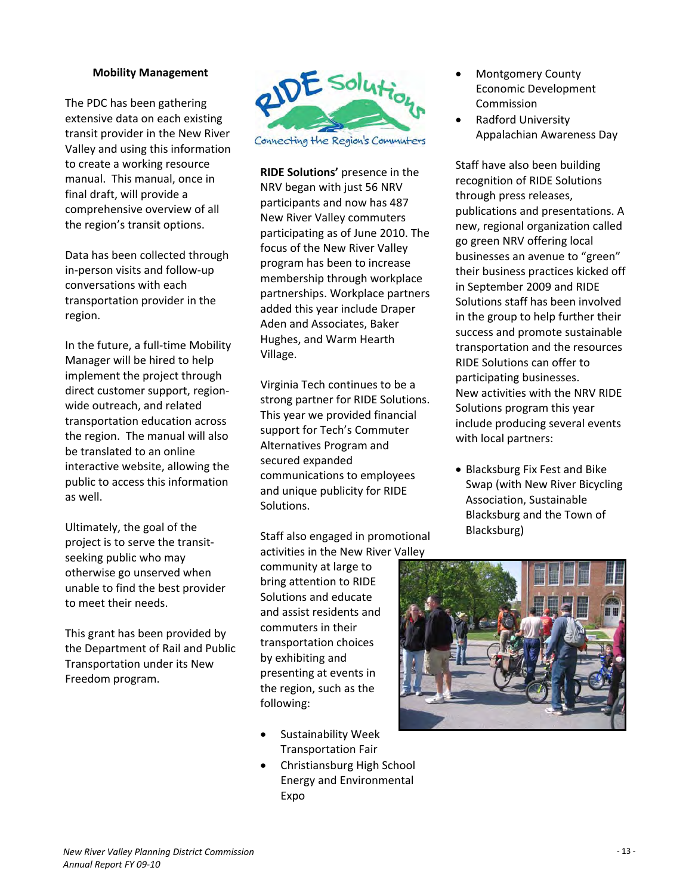### Mobility Management

The PDC has been gathering extensive data on each existing transit provider in the New River Valley and using this information to create a working resource manual. This manual, once in final draft, will provide a comprehensive overview of all the region's transit options.

Data has been collected through in-person visits and follow-up conversations with each transportation provider in the region.

In the future, a full-time Mobility Manager will be hired to help implement the project through direct customer support, region-wide outreach, and related transportation education across the region. The manual will also be translated to an online interactive website, allowing the public to access this information as well.

Ultimately, the goal of the project is to serve the transit-seeking public who may otherwise go unserved when unable to find the best provider to meet their needs.

This grant has been provided by the Department of Rail and Public Transportation under its New Freedom program.

RIDE Solutions

Connecting the Region's Commuters

**RIDE Solutions'** presence in the NRV began with just 56 NRV participants and now has 487 New River Valley commuters participating as of June 2010. The focus of the New River Valley program has been to increase membership through workplace partnerships. Workplace partners added this year include Draper Aden and Associates, Baker Hughes, and Warm Hearth Village.

Virginia Tech continues to be a strong partner for RIDE Solutions. This year we provided financial support for Tech's Commuter Alternatives Program and secured expanded communications to employees and unique publicity for RIDE Solutions.

Staff also engaged in promotional activities in the New River Valley community at large to bring attention to RIDE Solutions and educate and assist residents and commuters in their transportation choices by exhibiting and presenting at events in the region, such as the following:

- Sustainability Week Transportation Fair
- Christiansburg High School Energy and Environmental Expo
- Montgomery County Economic Development Commission
- Radford University Appalachian Awareness Day

Staff have also been building recognition of RIDE Solutions through press releases, publications and presentations. A new, regional organization called go green NRV offering local businesses an avenue to "green" their business practices kicked off in September 2009 and RIDE Solutions staff has been involved in the group to help further their success and promote sustainable transportation and the resources RIDE Solutions can offer to participating businesses.
New activities with the NRV RIDE Solutions program this year include producing several events with local partners:

- Blacksburg Fix Fest and Bike Swap (with New River Bicycling Association, Sustainable Blacksburg and the Town of Blacksburg)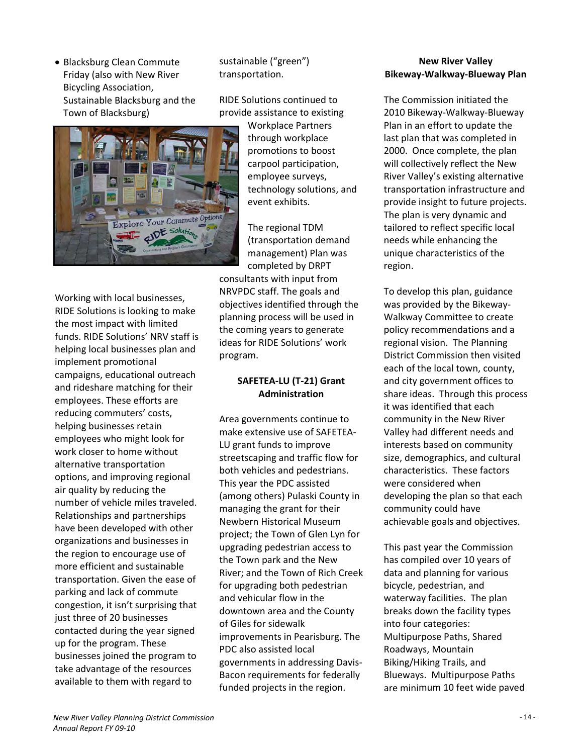- Blacksburg Clean Commute Friday (also with New River Bicycling Association, Sustainable Blacksburg and the Town of Blacksburg)

Working with local businesses, RIDE Solutions is looking to make the most impact with limited funds. RIDE Solutions' NRV staff is helping local businesses plan and implement promotional campaigns, educational outreach and rideshare matching for their employees. These efforts are reducing commuters' costs, helping businesses retain employees who might look for work closer to home without alternative transportation options, and improving regional air quality by reducing the number of vehicle miles traveled. Relationships and partnerships have been developed with other organizations and businesses in the region to encourage use of more efficient and sustainable transportation. Given the ease of parking and lack of commute congestion, it isn't surprising that just three of 20 businesses contacted during the year signed up for the program. These businesses joined the program to take advantage of the resources available to them with regard to sustainable ("green") transportation.

RIDE Solutions continued to provide assistance to existing Workplace Partners through workplace promotions to boost carpool participation, employee surveys, technology solutions, and event exhibits.

The regional TDM (transportation demand management) Plan was completed by DRPT consultants with input from NRVPDC staff. The goals and objectives identified through the planning process will be used in the coming years to generate ideas for RIDE Solutions' work program.

**SAFETEA-LU (T-21) Grant Administration**

Area governments continue to make extensive use of SAFETEA-LU grant funds to improve streetscaping and traffic flow for both vehicles and pedestrians. This year the PDC assisted (among others) Pulaski County in managing the grant for their Newbern Historical Museum project; the Town of Glen Lyn for upgrading pedestrian access to the Town park and the New River; and the Town of Rich Creek for upgrading both pedestrian and vehicular flow in the downtown area and the County of Giles for sidewalk improvements in Pearisburg. The PDC also assisted local governments in addressing Davis-Bacon requirements for federally funded projects in the region.

**New River Valley Bikeway-Walkway-Blueway Plan**

The Commission initiated the 2010 Bikeway-Walkway-Blueway Plan in an effort to update the last plan that was completed in 2000. Once complete, the plan will collectively reflect the New River Valley's existing alternative transportation infrastructure and provide insight to future projects. The plan is very dynamic and tailored to reflect specific local needs while enhancing the unique characteristics of the region.

To develop this plan, guidance was provided by the Bikeway-Walkway Committee to create policy recommendations and a regional vision. The Planning District Commission then visited each of the local town, county, and city government offices to share ideas. Through this process it was identified that each community in the New River Valley had different needs and interests based on community size, demographics, and cultural characteristics. These factors were considered when developing the plan so that each community could have achievable goals and objectives.

This past year the Commission has compiled over 10 years of data and planning for various bicycle, pedestrian, and waterway facilities. The plan breaks down the facility types into four categories: Multipurpose Paths, Shared Roadways, Mountain Biking/Hiking Trails, and Blueways. Multipurpose Paths are minimum 10 feet wide paved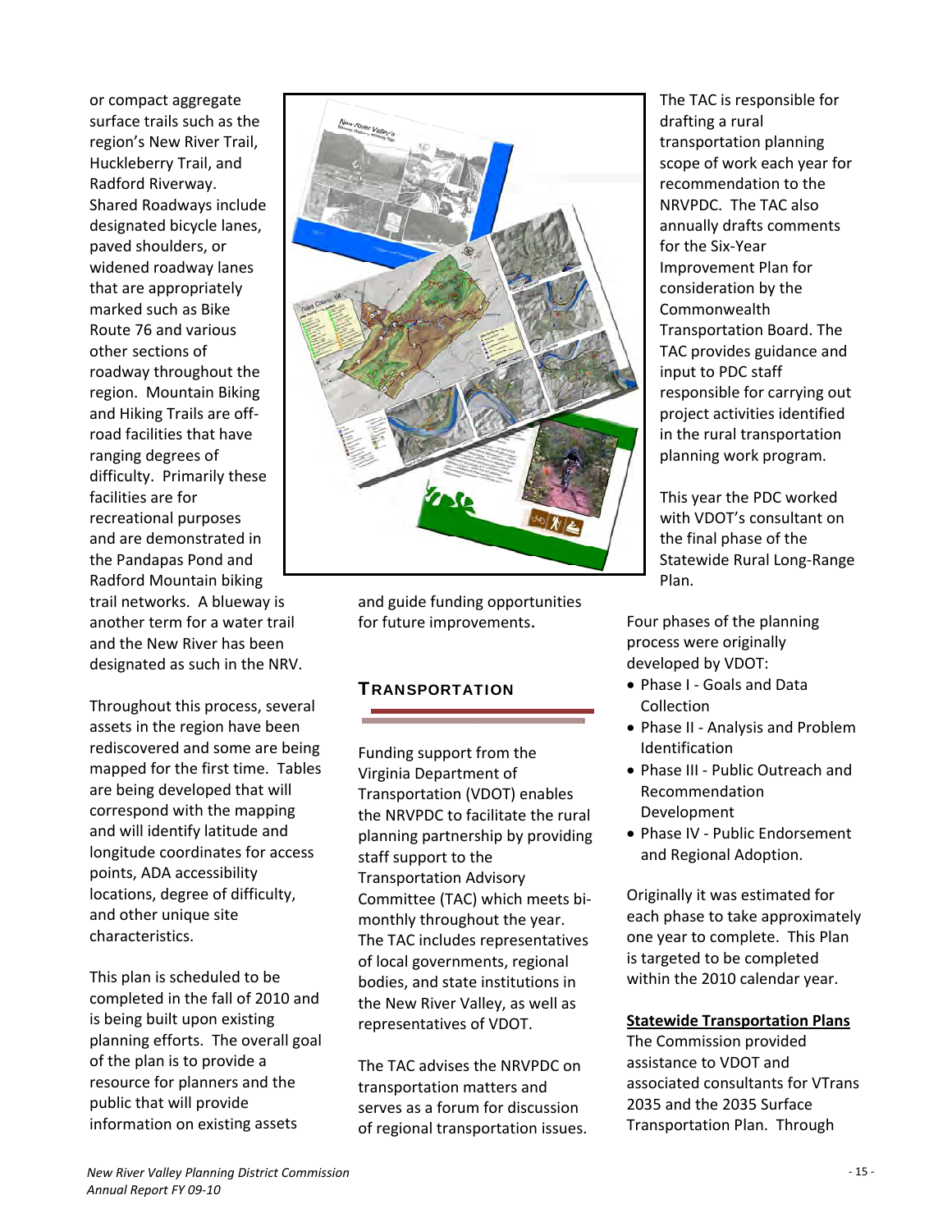or compact aggregate surface trails such as the region's New River Trail, Huckleberry Trail, and Radford Riverway. Shared Roadways include designated bicycle lanes, paved shoulders, or widened roadway lanes that are appropriately marked such as Bike Route 76 and various other sections of roadway throughout the region. Mountain Biking and Hiking Trails are off-road facilities that have ranging degrees of difficulty. Primarily these facilities are for recreational purposes and are demonstrated in the Pandapas Pond and Radford Mountain biking trail networks. A blueway is another term for a water trail and the New River has been designated as such in the NRV.

Throughout this process, several assets in the region have been rediscovered and some are being mapped for the first time. Tables are being developed that will correspond with the mapping and will identify latitude and longitude coordinates for access points, ADA accessibility locations, degree of difficulty, and other unique site characteristics.

This plan is scheduled to be completed in the fall of 2010 and is being built upon existing planning efforts. The overall goal of the plan is to provide a resource for planners and the public that will provide information on existing assets and guide funding opportunities for future improvements.

## TRANSPORTATION

Funding support from the Virginia Department of Transportation (VDOT) enables the NRVPDC to facilitate the rural planning partnership by providing staff support to the Transportation Advisory Committee (TAC) which meets bi-monthly throughout the year. The TAC includes representatives of local governments, regional bodies, and state institutions in the New River Valley, as well as representatives of VDOT.

The TAC advises the NRVPDC on transportation matters and serves as a forum for discussion of regional transportation issues. The TAC is responsible for drafting a rural transportation planning scope of work each year for recommendation to the NRVPDC. The TAC also annually drafts comments for the Six-Year Improvement Plan for consideration by the Commonwealth Transportation Board. The TAC provides guidance and input to PDC staff responsible for carrying out project activities identified in the rural transportation planning work program.

This year the PDC worked with VDOT's consultant on the final phase of the Statewide Rural Long-Range Plan.

Four phases of the planning process were originally developed by VDOT:

- Phase I - Goals and Data Collection
- Phase II - Analysis and Problem Identification
- Phase III - Public Outreach and Recommendation Development
- Phase IV - Public Endorsement and Regional Adoption.

Originally it was estimated for each phase to take approximately one year to complete. This Plan is targeted to be completed within the 2010 calendar year.

**Statewide Transportation Plans**

The Commission provided assistance to VDOT and associated consultants for VTrans 2035 and the 2035 Surface Transportation Plan. Through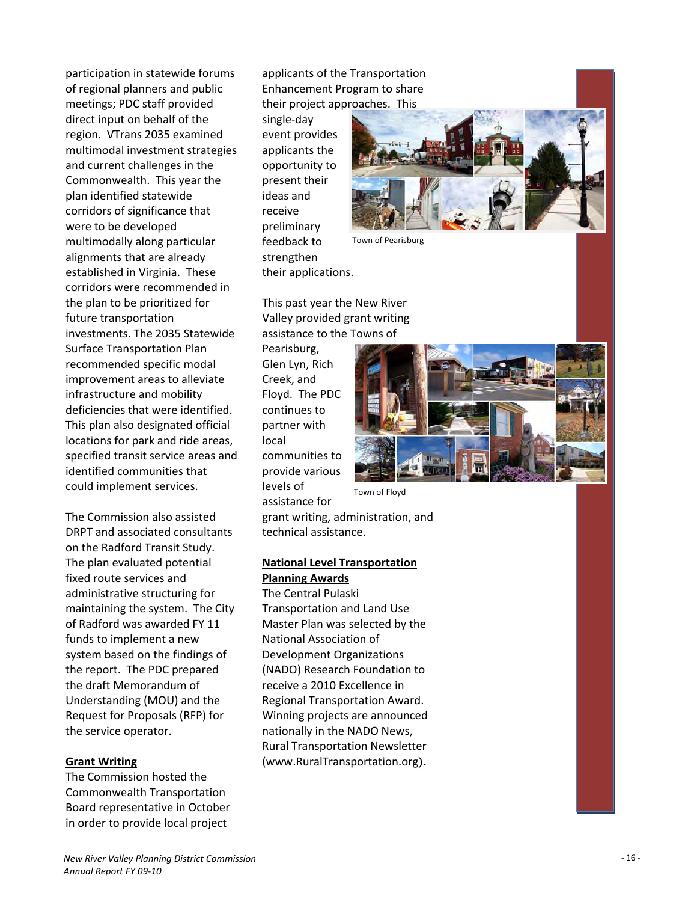participation in statewide forums of regional planners and public meetings; PDC staff provided direct input on behalf of the region. VTrans 2035 examined multimodal investment strategies and current challenges in the Commonwealth. This year the plan identified statewide corridors of significance that were to be developed multimodally along particular alignments that are already established in Virginia. These corridors were recommended in the plan to be prioritized for future transportation investments. The 2035 Statewide Surface Transportation Plan recommended specific modal improvement areas to alleviate infrastructure and mobility deficiencies that were identified. This plan also designated official locations for park and ride areas, specified transit service areas and identified communities that could implement services.

The Commission also assisted DRPT and associated consultants on the Radford Transit Study. The plan evaluated potential fixed route services and administrative structuring for maintaining the system. The City of Radford was awarded FY 11 funds to implement a new system based on the findings of the report. The PDC prepared the draft Memorandum of Understanding (MOU) and the Request for Proposals (RFP) for the service operator.

**Grant Writing**

The Commission hosted the Commonwealth Transportation Board representative in October in order to provide local project applicants of the Transportation Enhancement Program to share their project approaches. This single-day event provides applicants the opportunity to present their ideas and receive preliminary feedback to strengthen their applications.

Town of Pearisburg

This past year the New River Valley provided grant writing assistance to the Towns of Pearisburg, Glen Lyn, Rich Creek, and Floyd. The PDC continues to partner with local communities to provide various levels of assistance for grant writing, administration, and technical assistance.

Town of Floyd

**National Level Transportation Planning Awards**

The Central Pulaski Transportation and Land Use Master Plan was selected by the National Association of Development Organizations (NADO) Research Foundation to receive a 2010 Excellence in Regional Transportation Award. Winning projects are announced nationally in the NADO News, Rural Transportation Newsletter (www.RuralTransportation.org).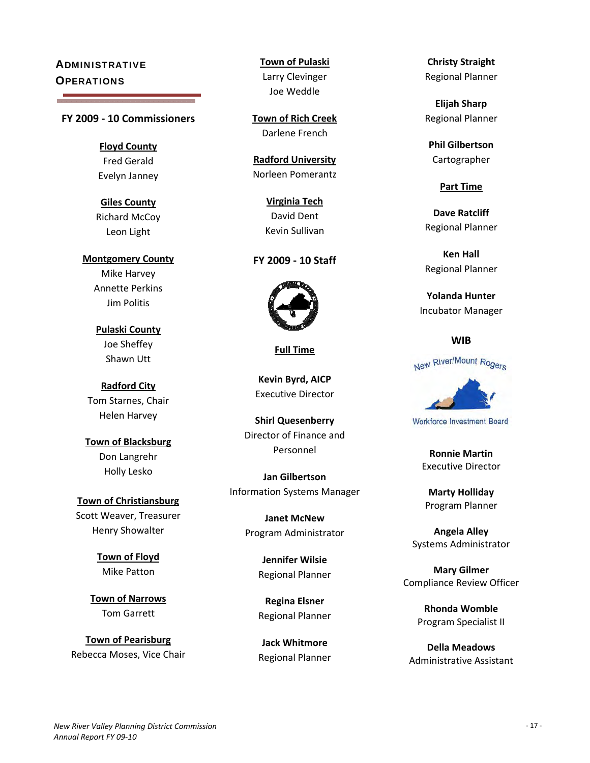## Administrative Operations

### FY 2009 - 10 Commissioners

**Floyd County**
Fred Gerald
Evelyn Janney

**Giles County**
Richard McCoy
Leon Light

**Montgomery County**
Mike Harvey
Annette Perkins
Jim Politis

**Pulaski County**
Joe Sheffey
Shawn Utt

**Radford City**
Tom Starnes, Chair
Helen Harvey

**Town of Blacksburg**
Don Langrehr
Holly Lesko

**Town of Christiansburg**
Scott Weaver, Treasurer
Henry Showalter

**Town of Floyd**
Mike Patton

**Town of Narrows**
Tom Garrett

**Town of Pearisburg**
Rebecca Moses, Vice Chair

**Town of Pulaski**
Larry Clevinger
Joe Weddle

**Town of Rich Creek**
Darlene French

**Radford University**
Norleen Pomerantz

**Virginia Tech**
David Dent
Kevin Sullivan

### FY 2009 - 10 Staff

**Full Time**

**Kevin Byrd, AICP**
Executive Director

**Shirl Quesenberry**
Director of Finance and Personnel

**Jan Gilbertson**
Information Systems Manager

**Janet McNew**
Program Administrator

**Jennifer Wilsie**
Regional Planner

**Regina Elsner**
Regional Planner

**Jack Whitmore**
Regional Planner

**Christy Straight**
Regional Planner

**Elijah Sharp**
Regional Planner

**Phil Gilbertson**
Cartographer

**Part Time**

**Dave Ratcliff**
Regional Planner

**Ken Hall**
Regional Planner

**Yolanda Hunter**
Incubator Manager

**WIB**

New River/Mount Rogers Workforce Investment Board

**Ronnie Martin**
Executive Director

**Marty Holliday**
Program Planner

**Angela Alley**
Systems Administrator

**Mary Gilmer**
Compliance Review Officer

**Rhonda Womble**
Program Specialist II

**Della Meadows**
Administrative Assistant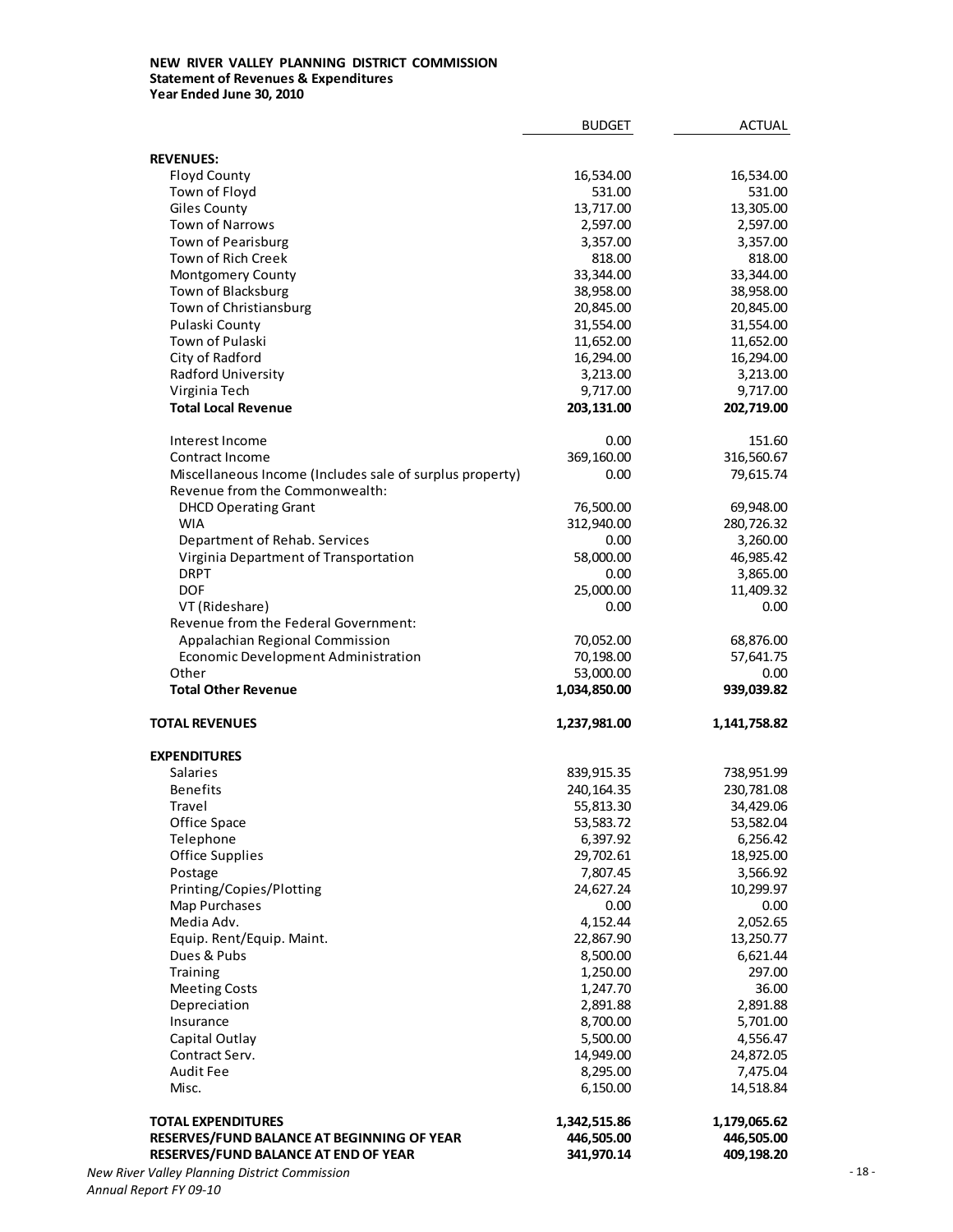**NEW RIVER VALLEY PLANNING DISTRICT COMMISSION**
**Statement of Revenues & Expenditures**
**Year Ended June 30, 2010**

| | BUDGET | ACTUAL |
|---|---|---|
| **REVENUES:** | | |
| Floyd County | 16,534.00 | 16,534.00 |
| Town of Floyd | 531.00 | 531.00 |
| Giles County | 13,717.00 | 13,305.00 |
| Town of Narrows | 2,597.00 | 2,597.00 |
| Town of Pearisburg | 3,357.00 | 3,357.00 |
| Town of Rich Creek | 818.00 | 818.00 |
| Montgomery County | 33,344.00 | 33,344.00 |
| Town of Blacksburg | 38,958.00 | 38,958.00 |
| Town of Christiansburg | 20,845.00 | 20,845.00 |
| Pulaski County | 31,554.00 | 31,554.00 |
| Town of Pulaski | 11,652.00 | 11,652.00 |
| City of Radford | 16,294.00 | 16,294.00 |
| Radford University | 3,213.00 | 3,213.00 |
| Virginia Tech | 9,717.00 | 9,717.00 |
| **Total Local Revenue** | **203,131.00** | **202,719.00** |
| Interest Income | 0.00 | 151.60 |
| Contract Income | 369,160.00 | 316,560.67 |
| Miscellaneous Income (Includes sale of surplus property) | 0.00 | 79,615.74 |
| Revenue from the Commonwealth: | | |
| DHCD Operating Grant | 76,500.00 | 69,948.00 |
| WIA | 312,940.00 | 280,726.32 |
| Department of Rehab. Services | 0.00 | 3,260.00 |
| Virginia Department of Transportation | 58,000.00 | 46,985.42 |
| DRPT | 0.00 | 3,865.00 |
| DOF | 25,000.00 | 11,409.32 |
| VT (Rideshare) | 0.00 | 0.00 |
| Revenue from the Federal Government: | | |
| Appalachian Regional Commission | 70,052.00 | 68,876.00 |
| Economic Development Administration | 70,198.00 | 57,641.75 |
| Other | 53,000.00 | 0.00 |
| **Total Other Revenue** | **1,034,850.00** | **939,039.82** |
| **TOTAL REVENUES** | **1,237,981.00** | **1,141,758.82** |
| **EXPENDITURES** | | |
| Salaries | 839,915.35 | 738,951.99 |
| Benefits | 240,164.35 | 230,781.08 |
| Travel | 55,813.30 | 34,429.06 |
| Office Space | 53,583.72 | 53,582.04 |
| Telephone | 6,397.92 | 6,256.42 |
| Office Supplies | 29,702.61 | 18,925.00 |
| Postage | 7,807.45 | 3,566.92 |
| Printing/Copies/Plotting | 24,627.24 | 10,299.97 |
| Map Purchases | 0.00 | 0.00 |
| Media Adv. | 4,152.44 | 2,052.65 |
| Equip. Rent/Equip. Maint. | 22,867.90 | 13,250.77 |
| Dues & Pubs | 8,500.00 | 6,621.44 |
| Training | 1,250.00 | 297.00 |
| Meeting Costs | 1,247.70 | 36.00 |
| Depreciation | 2,891.88 | 2,891.88 |
| Insurance | 8,700.00 | 5,701.00 |
| Capital Outlay | 5,500.00 | 4,556.47 |
| Contract Serv. | 14,949.00 | 24,872.05 |
| Audit Fee | 8,295.00 | 7,475.04 |
| Misc. | 6,150.00 | 14,518.84 |
| **TOTAL EXPENDITURES** | **1,342,515.86** | **1,179,065.62** |
| **RESERVES/FUND BALANCE AT BEGINNING OF YEAR** | **446,505.00** | **446,505.00** |
| **RESERVES/FUND BALANCE AT END OF YEAR** | **341,970.14** | **409,198.20** |